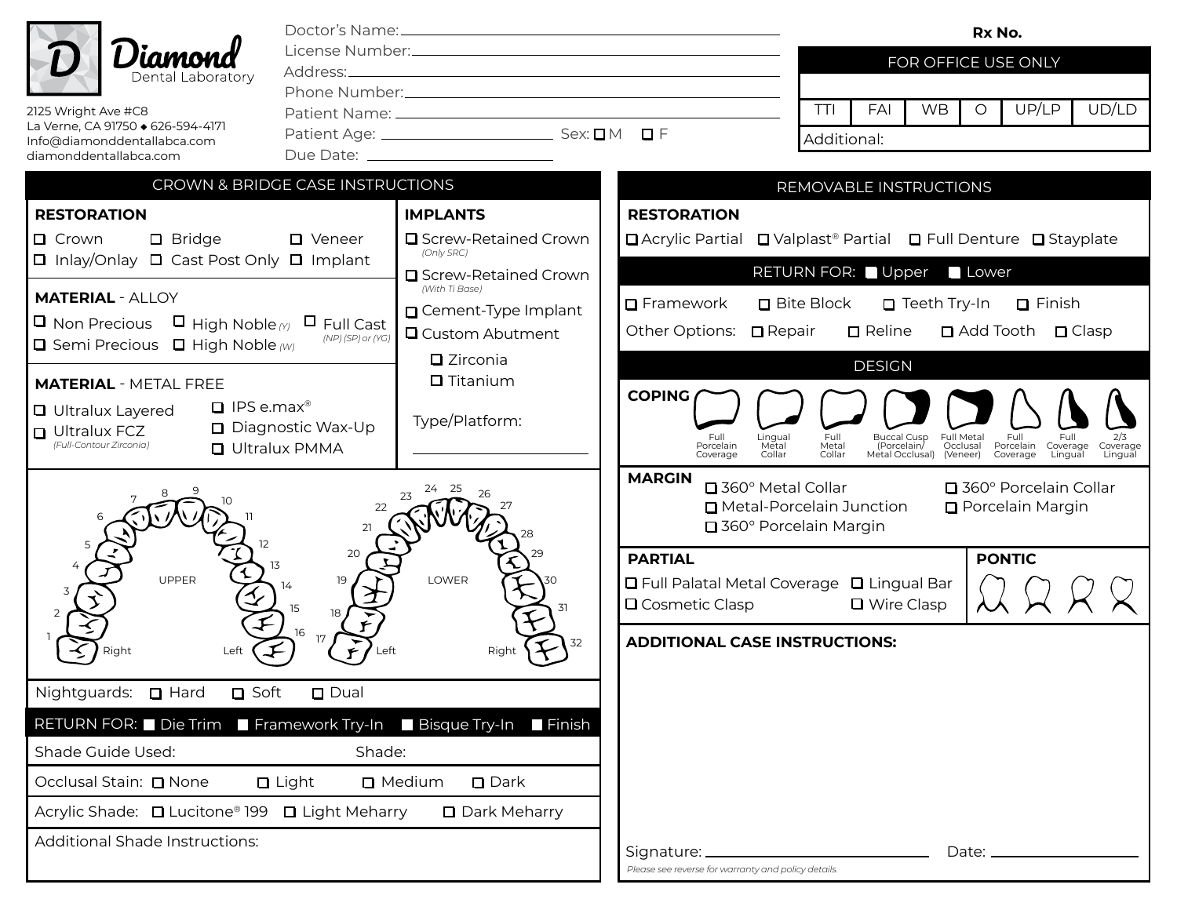# Diamond Dental Laboratory

2125 Wright Ave #C8
La Verne, CA 91750 ◆ 626-594-4171
Info@diamonddentallabca.com
diamonddentallabca.com

Doctor's Name: ______________________
License Number: ______________________
Address: ______________________
Phone Number: ______________________
Patient Name: ______________________
Patient Age: ______________ Sex: ☐ M ☐ F
Due Date: ______________

**Rx No.**

| FOR OFFICE USE ONLY | | | | | |
|---|---|---|---|---|---|
| | | | | | |
| TTI | FAI | WB | O | UP/LP | UD/LD |
| Additional: | | | | | |

## CROWN & BRIDGE CASE INSTRUCTIONS

### RESTORATION

☐ Crown ☐ Bridge ☐ Veneer
☐ Inlay/Onlay ☐ Cast Post Only ☐ Implant

### MATERIAL - ALLOY

☐ Non Precious ☐ High Noble *(Y)* ☐ Full Cast *(NP) (SP) or (YG)*
☐ Semi Precious ☐ High Noble *(W)*

### MATERIAL - METAL FREE

☐ Ultralux Layered ☐ IPS e.max®
☐ Ultralux FCZ *(Full-Contour Zirconia)* ☐ Diagnostic Wax-Up
☐ Ultralux PMMA

### IMPLANTS

☐ Screw-Retained Crown *(Only SRC)*
☐ Screw-Retained Crown *(With Ti Base)*
☐ Cement-Type Implant
☐ Custom Abutment
 ☐ Zirconia
 ☐ Titanium

Type/Platform: ______________

UPPER: Right 1 2 3 4 5 6 7 8 9 10 11 12 13 14 15 16 Left
LOWER: Left 17 18 19 20 21 22 23 24 25 26 27 28 29 30 31 32 Right

Nightguards: ☐ Hard ☐ Soft ☐ Dual

**RETURN FOR:** ☐ Die Trim ☐ Framework Try-In ☐ Bisque Try-In ☐ Finish

Shade Guide Used: ______________ Shade: ______________

Occlusal Stain: ☐ None ☐ Light ☐ Medium ☐ Dark

Acrylic Shade: ☐ Lucitone® 199 ☐ Light Meharry ☐ Dark Meharry

Additional Shade Instructions:

## REMOVABLE INSTRUCTIONS

### RESTORATION

☐ Acrylic Partial ☐ Valplast® Partial ☐ Full Denture ☐ Stayplate

**RETURN FOR:** ☐ Upper ☐ Lower

☐ Framework ☐ Bite Block ☐ Teeth Try-In ☐ Finish

Other Options: ☐ Repair ☐ Reline ☐ Add Tooth ☐ Clasp

## DESIGN

### COPING

Full Porcelain Coverage | Lingual Metal Collar | Full Metal Collar | Buccal Cusp (Porcelain/ Metal Occlusal) | Full Metal Occlusal (Veneer) | Full Porcelain Coverage | Full Coverage Lingual | 2/3 Coverage Lingual

### MARGIN

☐ 360° Metal Collar ☐ 360° Porcelain Collar
☐ Metal-Porcelain Junction ☐ Porcelain Margin
☐ 360° Porcelain Margin

### PARTIAL

☐ Full Palatal Metal Coverage ☐ Lingual Bar
☐ Cosmetic Clasp ☐ Wire Clasp

### PONTIC

### ADDITIONAL CASE INSTRUCTIONS:

Signature: ______________________ Date: ______________

*Please see reverse for warranty and policy details.*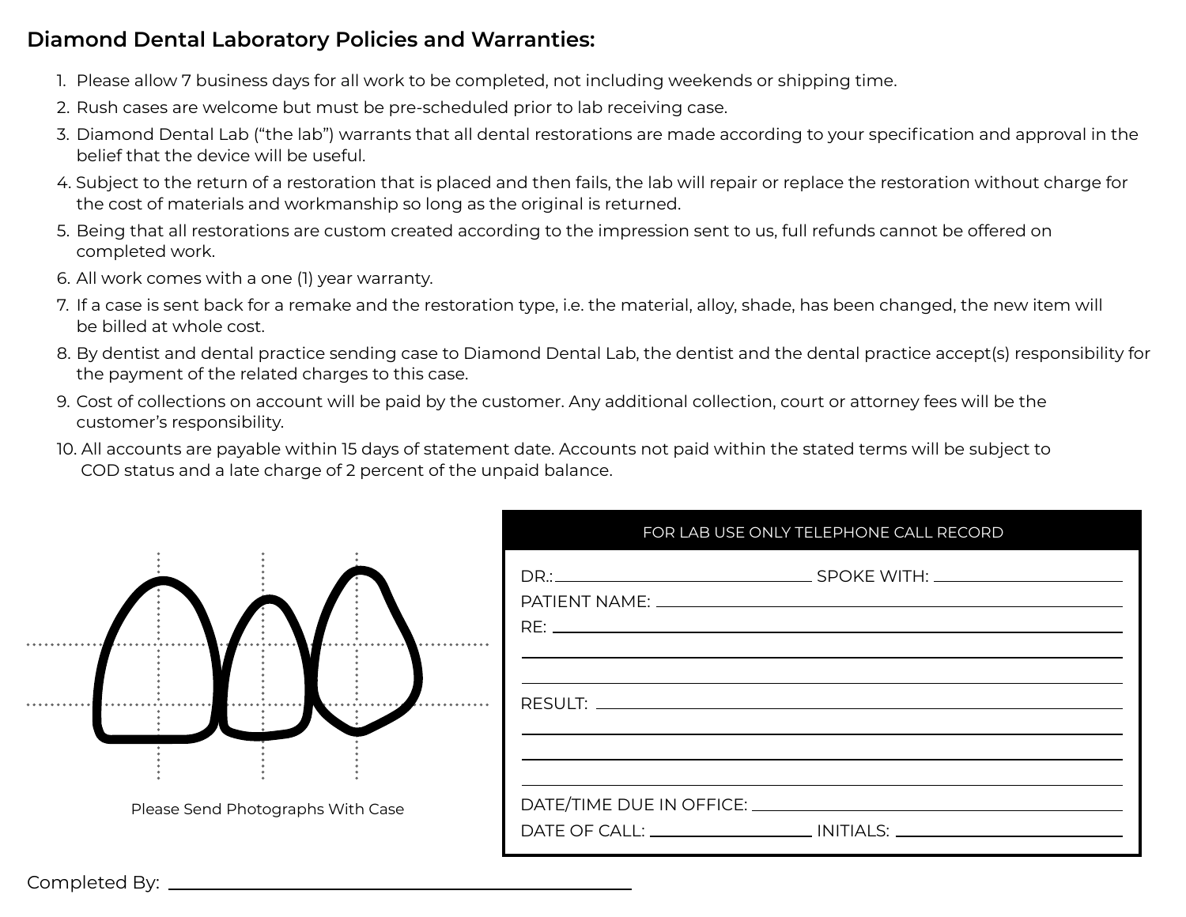## Diamond Dental Laboratory Policies and Warranties:

1. Please allow 7 business days for all work to be completed, not including weekends or shipping time.
2. Rush cases are welcome but must be pre-scheduled prior to lab receiving case.
3. Diamond Dental Lab ("the lab") warrants that all dental restorations are made according to your specification and approval in the belief that the device will be useful.
4. Subject to the return of a restoration that is placed and then fails, the lab will repair or replace the restoration without charge for the cost of materials and workmanship so long as the original is returned.
5. Being that all restorations are custom created according to the impression sent to us, full refunds cannot be offered on completed work.
6. All work comes with a one (1) year warranty.
7. If a case is sent back for a remake and the restoration type, i.e. the material, alloy, shade, has been changed, the new item will be billed at whole cost.
8. By dentist and dental practice sending case to Diamond Dental Lab, the dentist and the dental practice accept(s) responsibility for the payment of the related charges to this case.
9. Cost of collections on account will be paid by the customer. Any additional collection, court or attorney fees will be the customer's responsibility.
10. All accounts are payable within 15 days of statement date. Accounts not paid within the stated terms will be subject to COD status and a late charge of 2 percent of the unpaid balance.

Please Send Photographs With Case

**FOR LAB USE ONLY TELEPHONE CALL RECORD**

DR.: ______________________ SPOKE WITH: ______________________

PATIENT NAME: ______________________

RE: ______________________

______________________

______________________

RESULT: ______________________

______________________

______________________

______________________

DATE/TIME DUE IN OFFICE: ______________________

DATE OF CALL: ______________________ INITIALS: ______________________

Completed By: ______________________